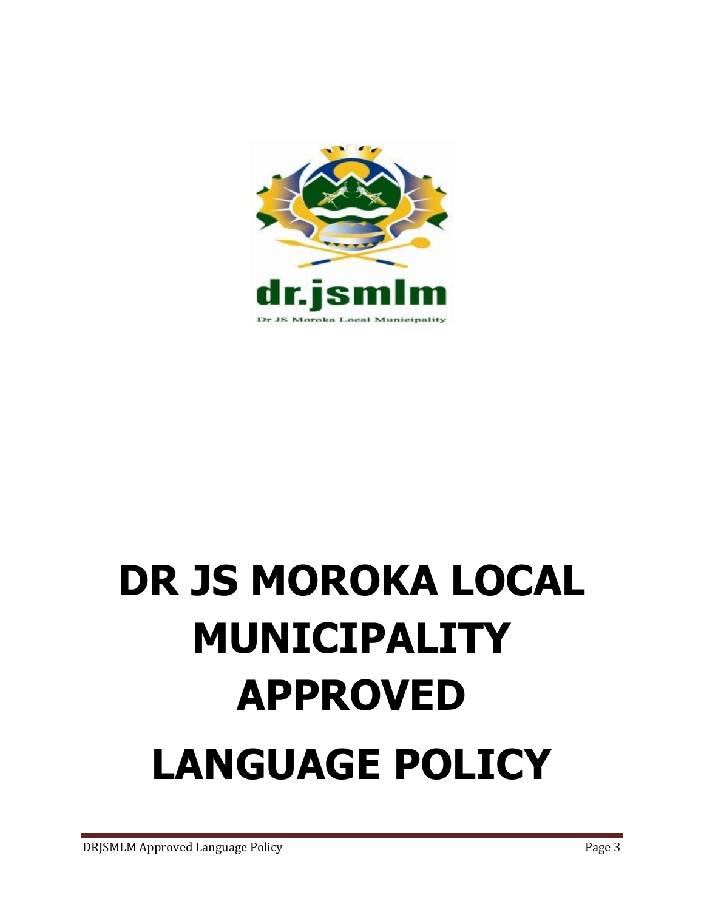dr.jsmlm

Dr JS Moroka Local Municipality

# DR JS MOROKA LOCAL MUNICIPALITY APPROVED LANGUAGE POLICY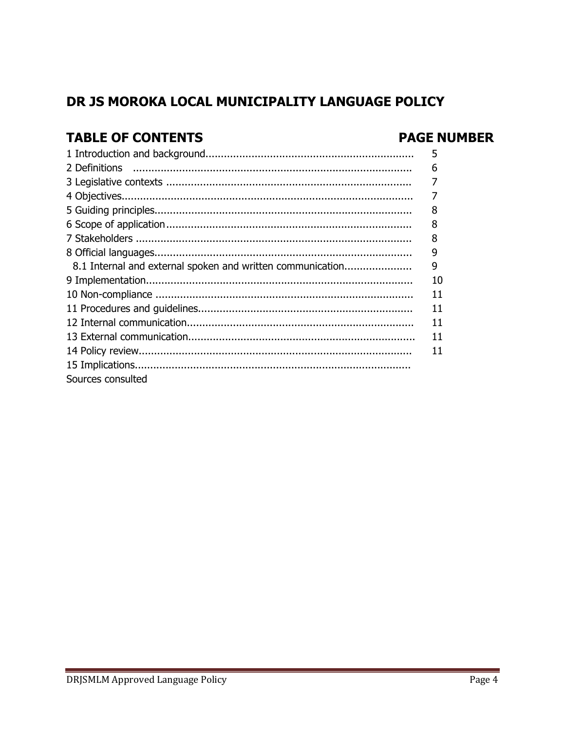# DR JS MOROKA LOCAL MUNICIPALITY LANGUAGE POLICY

## TABLE OF CONTENTS

| TABLE OF CONTENTS | PAGE NUMBER |
|---|---|
| 1 Introduction and background | 5 |
| 2 Definitions | 6 |
| 3 Legislative contexts | 7 |
| 4 Objectives | 7 |
| 5 Guiding principles | 8 |
| 6 Scope of application | 8 |
| 7 Stakeholders | 8 |
| 8 Official languages | 9 |
| 8.1 Internal and external spoken and written communication | 9 |
| 9 Implementation | 10 |
| 10 Non-compliance | 11 |
| 11 Procedures and guidelines | 11 |
| 12 Internal communication | 11 |
| 13 External communication | 11 |
| 14 Policy review | 11 |
| 15 Implications | |
| Sources consulted | |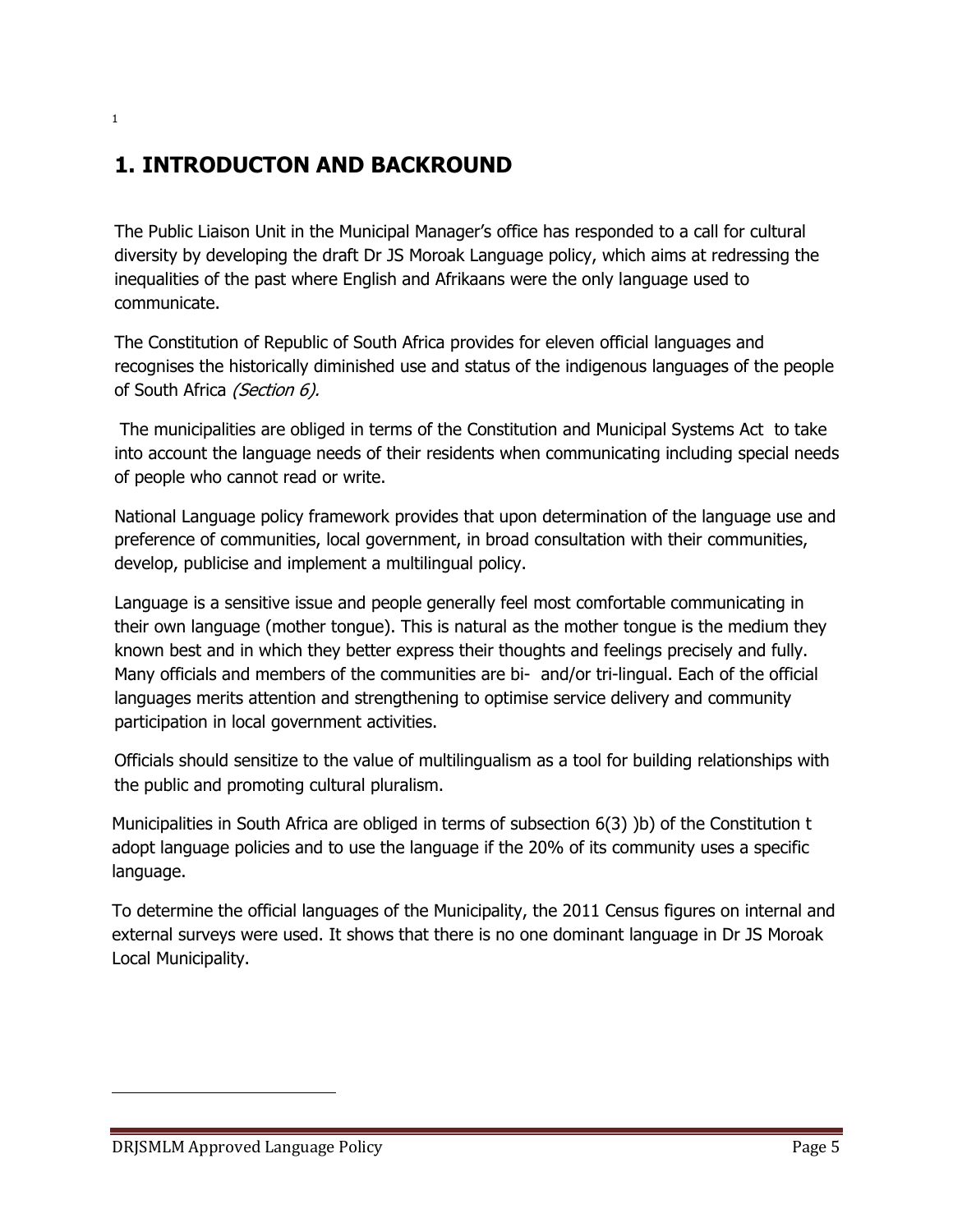# 1. INTRODUCTON AND BACKROUND

The Public Liaison Unit in the Municipal Manager's office has responded to a call for cultural diversity by developing the draft Dr JS Moroak Language policy, which aims at redressing the inequalities of the past where English and Afrikaans were the only language used to communicate.

The Constitution of Republic of South Africa provides for eleven official languages and recognises the historically diminished use and status of the indigenous languages of the people of South Africa *(Section 6).*

The municipalities are obliged in terms of the Constitution and Municipal Systems Act to take into account the language needs of their residents when communicating including special needs of people who cannot read or write.

National Language policy framework provides that upon determination of the language use and preference of communities, local government, in broad consultation with their communities, develop, publicise and implement a multilingual policy.

Language is a sensitive issue and people generally feel most comfortable communicating in their own language (mother tongue). This is natural as the mother tongue is the medium they known best and in which they better express their thoughts and feelings precisely and fully. Many officials and members of the communities are bi- and/or tri-lingual. Each of the official languages merits attention and strengthening to optimise service delivery and community participation in local government activities.

Officials should sensitize to the value of multilingualism as a tool for building relationships with the public and promoting cultural pluralism.

Municipalities in South Africa are obliged in terms of subsection 6(3) )b) of the Constitution t adopt language policies and to use the language if the 20% of its community uses a specific language.

To determine the official languages of the Municipality, the 2011 Census figures on internal and external surveys were used. It shows that there is no one dominant language in Dr JS Moroak Local Municipality.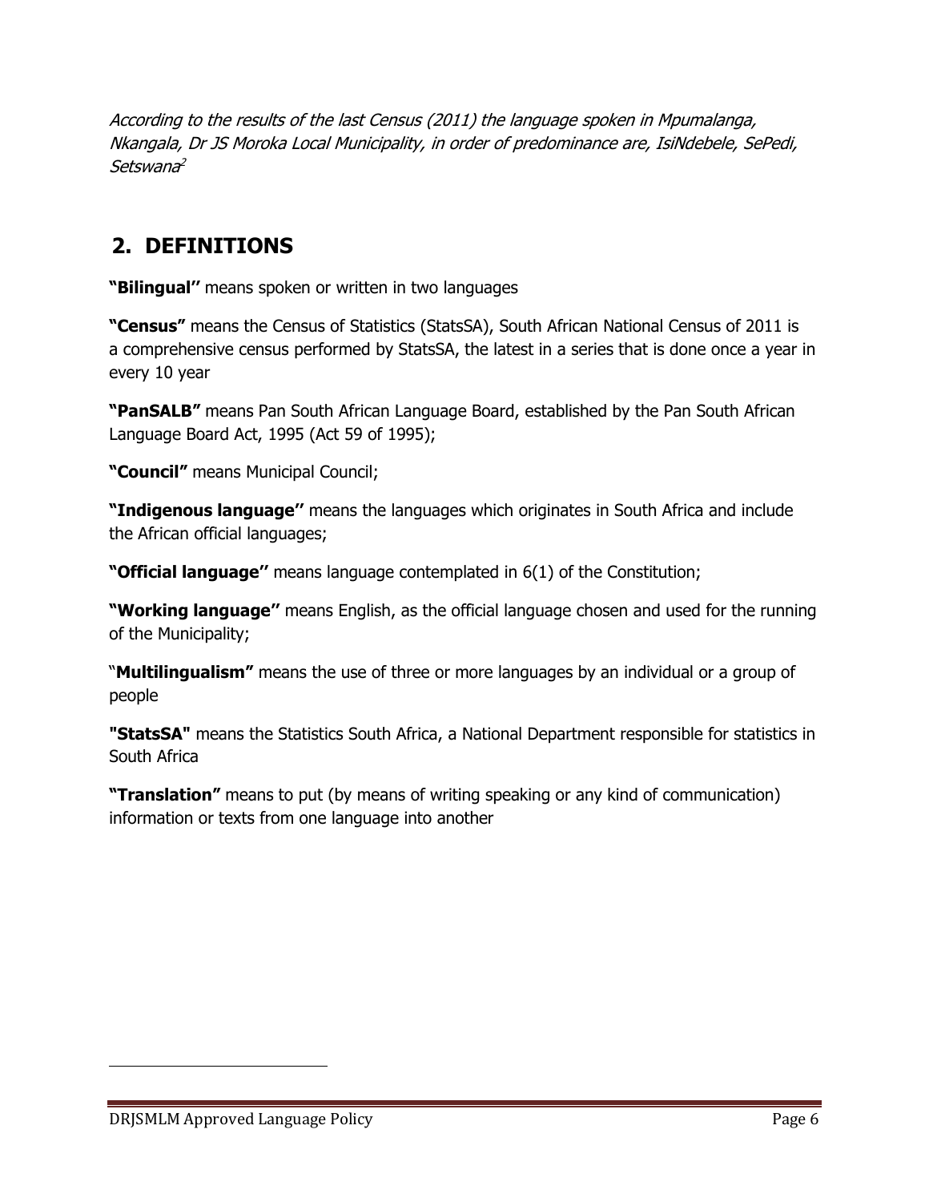*According to the results of the last Census (2011) the language spoken in Mpumalanga, Nkangala, Dr JS Moroka Local Municipality, in order of predominance are, IsiNdebele, SePedi, Setswana*[2]

## 2. DEFINITIONS

**"Bilingual''** means spoken or written in two languages

**"Census"** means the Census of Statistics (StatsSA), South African National Census of 2011 is a comprehensive census performed by StatsSA, the latest in a series that is done once a year in every 10 year

**"PanSALB"** means Pan South African Language Board, established by the Pan South African Language Board Act, 1995 (Act 59 of 1995);

**"Council"** means Municipal Council;

**"Indigenous language''** means the languages which originates in South Africa and include the African official languages;

**"Official language''** means language contemplated in 6(1) of the Constitution;

**"Working language''** means English, as the official language chosen and used for the running of the Municipality;

"**Multilingualism"** means the use of three or more languages by an individual or a group of people

**"StatsSA"** means the Statistics South Africa, a National Department responsible for statistics in South Africa

**"Translation"** means to put (by means of writing speaking or any kind of communication) information or texts from one language into another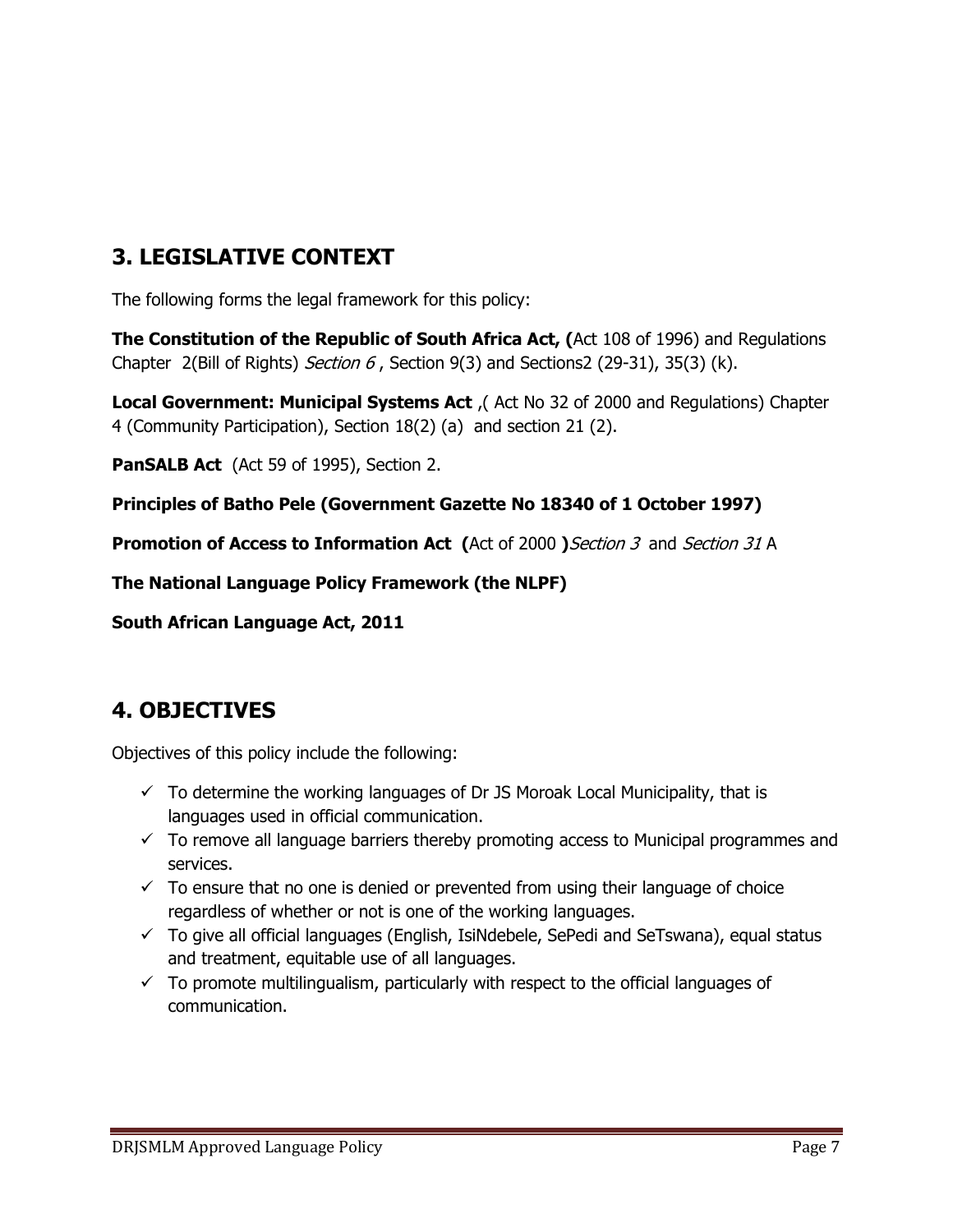## 3. LEGISLATIVE CONTEXT

The following forms the legal framework for this policy:

**The Constitution of the Republic of South Africa Act, (**Act 108 of 1996) and Regulations Chapter 2(Bill of Rights) *Section 6* , Section 9(3) and Sections2 (29-31), 35(3) (k).

**Local Government: Municipal Systems Act** ,( Act No 32 of 2000 and Regulations) Chapter 4 (Community Participation), Section 18(2) (a) and section 21 (2).

**PanSALB Act** (Act 59 of 1995), Section 2.

**Principles of Batho Pele (Government Gazette No 18340 of 1 October 1997)**

**Promotion of Access to Information Act (**Act of 2000 **)***Section 3* and *Section 31* A

**The National Language Policy Framework (the NLPF)**

**South African Language Act, 2011**

## 4. OBJECTIVES

Objectives of this policy include the following:

- ✓ To determine the working languages of Dr JS Moroak Local Municipality, that is languages used in official communication.
- ✓ To remove all language barriers thereby promoting access to Municipal programmes and services.
- ✓ To ensure that no one is denied or prevented from using their language of choice regardless of whether or not is one of the working languages.
- ✓ To give all official languages (English, IsiNdebele, SePedi and SeTswana), equal status and treatment, equitable use of all languages.
- ✓ To promote multilingualism, particularly with respect to the official languages of communication.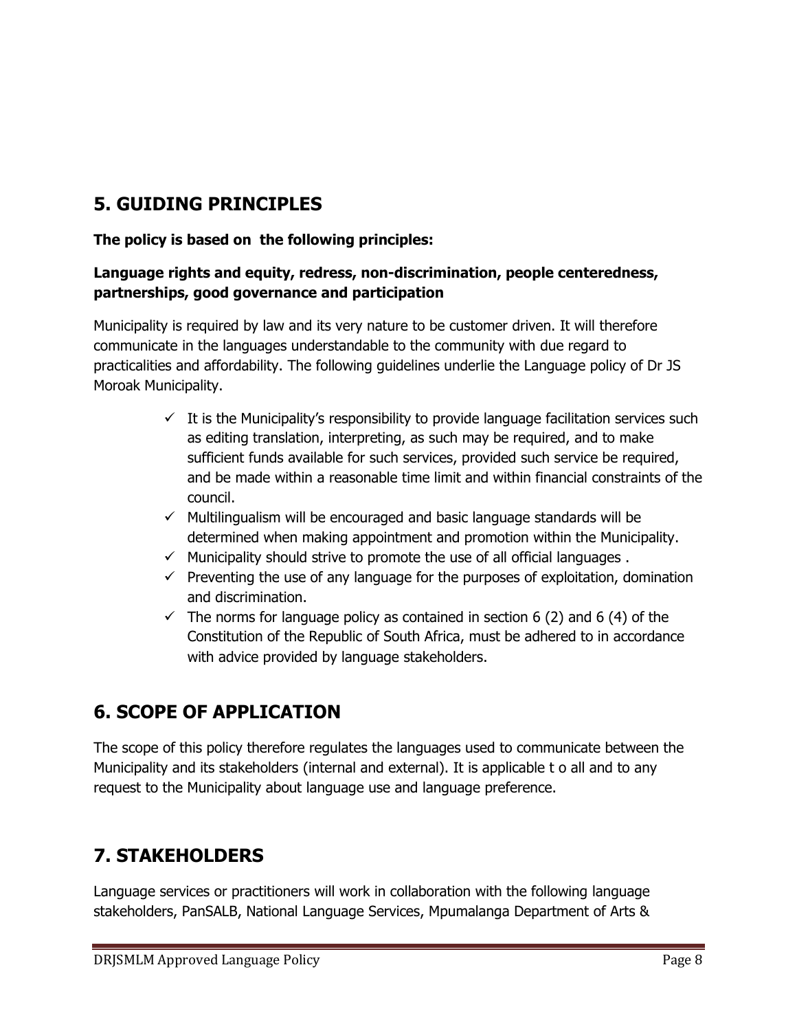## 5. GUIDING PRINCIPLES

**The policy is based on the following principles:**

**Language rights and equity, redress, non-discrimination, people centeredness, partnerships, good governance and participation**

Municipality is required by law and its very nature to be customer driven. It will therefore communicate in the languages understandable to the community with due regard to practicalities and affordability. The following guidelines underlie the Language policy of Dr JS Moroak Municipality.

- ✓ It is the Municipality's responsibility to provide language facilitation services such as editing translation, interpreting, as such may be required, and to make sufficient funds available for such services, provided such service be required, and be made within a reasonable time limit and within financial constraints of the council.
- ✓ Multilingualism will be encouraged and basic language standards will be determined when making appointment and promotion within the Municipality.
- ✓ Municipality should strive to promote the use of all official languages .
- ✓ Preventing the use of any language for the purposes of exploitation, domination and discrimination.
- ✓ The norms for language policy as contained in section 6 (2) and 6 (4) of the Constitution of the Republic of South Africa, must be adhered to in accordance with advice provided by language stakeholders.

## 6. SCOPE OF APPLICATION

The scope of this policy therefore regulates the languages used to communicate between the Municipality and its stakeholders (internal and external). It is applicable t o all and to any request to the Municipality about language use and language preference.

## 7. STAKEHOLDERS

Language services or practitioners will work in collaboration with the following language stakeholders, PanSALB, National Language Services, Mpumalanga Department of Arts &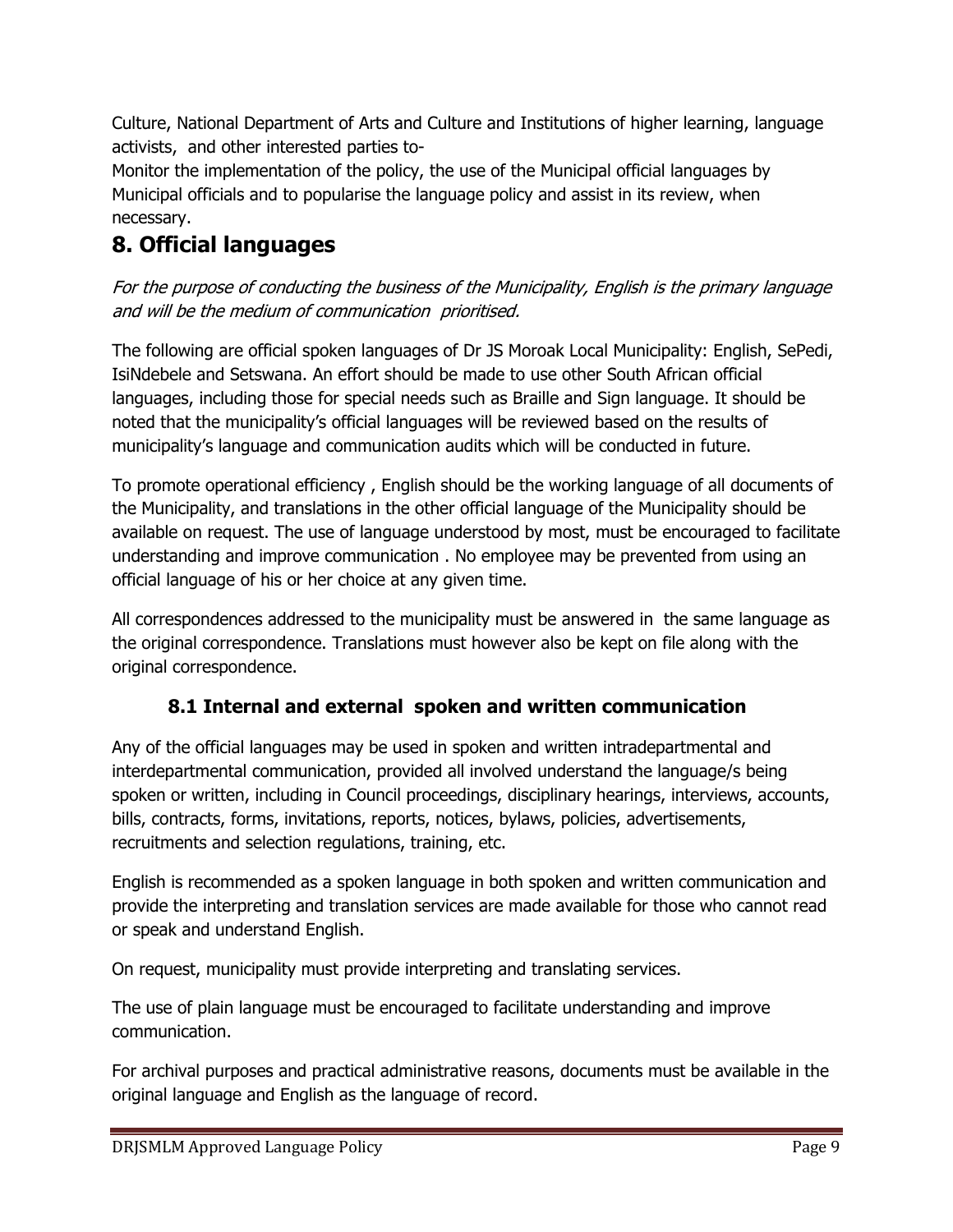Culture, National Department of Arts and Culture and Institutions of higher learning, language activists, and other interested parties to-

Monitor the implementation of the policy, the use of the Municipal official languages by Municipal officials and to popularise the language policy and assist in its review, when necessary.

## 8. Official languages

*For the purpose of conducting the business of the Municipality, English is the primary language and will be the medium of communication prioritised.*

The following are official spoken languages of Dr JS Moroak Local Municipality: English, SePedi, IsiNdebele and Setswana. An effort should be made to use other South African official languages, including those for special needs such as Braille and Sign language. It should be noted that the municipality's official languages will be reviewed based on the results of municipality's language and communication audits which will be conducted in future.

To promote operational efficiency , English should be the working language of all documents of the Municipality, and translations in the other official language of the Municipality should be available on request. The use of language understood by most, must be encouraged to facilitate understanding and improve communication . No employee may be prevented from using an official language of his or her choice at any given time.

All correspondences addressed to the municipality must be answered in the same language as the original correspondence. Translations must however also be kept on file along with the original correspondence.

### 8.1 Internal and external spoken and written communication

Any of the official languages may be used in spoken and written intradepartmental and interdepartmental communication, provided all involved understand the language/s being spoken or written, including in Council proceedings, disciplinary hearings, interviews, accounts, bills, contracts, forms, invitations, reports, notices, bylaws, policies, advertisements, recruitments and selection regulations, training, etc.

English is recommended as a spoken language in both spoken and written communication and provide the interpreting and translation services are made available for those who cannot read or speak and understand English.

On request, municipality must provide interpreting and translating services.

The use of plain language must be encouraged to facilitate understanding and improve communication.

For archival purposes and practical administrative reasons, documents must be available in the original language and English as the language of record.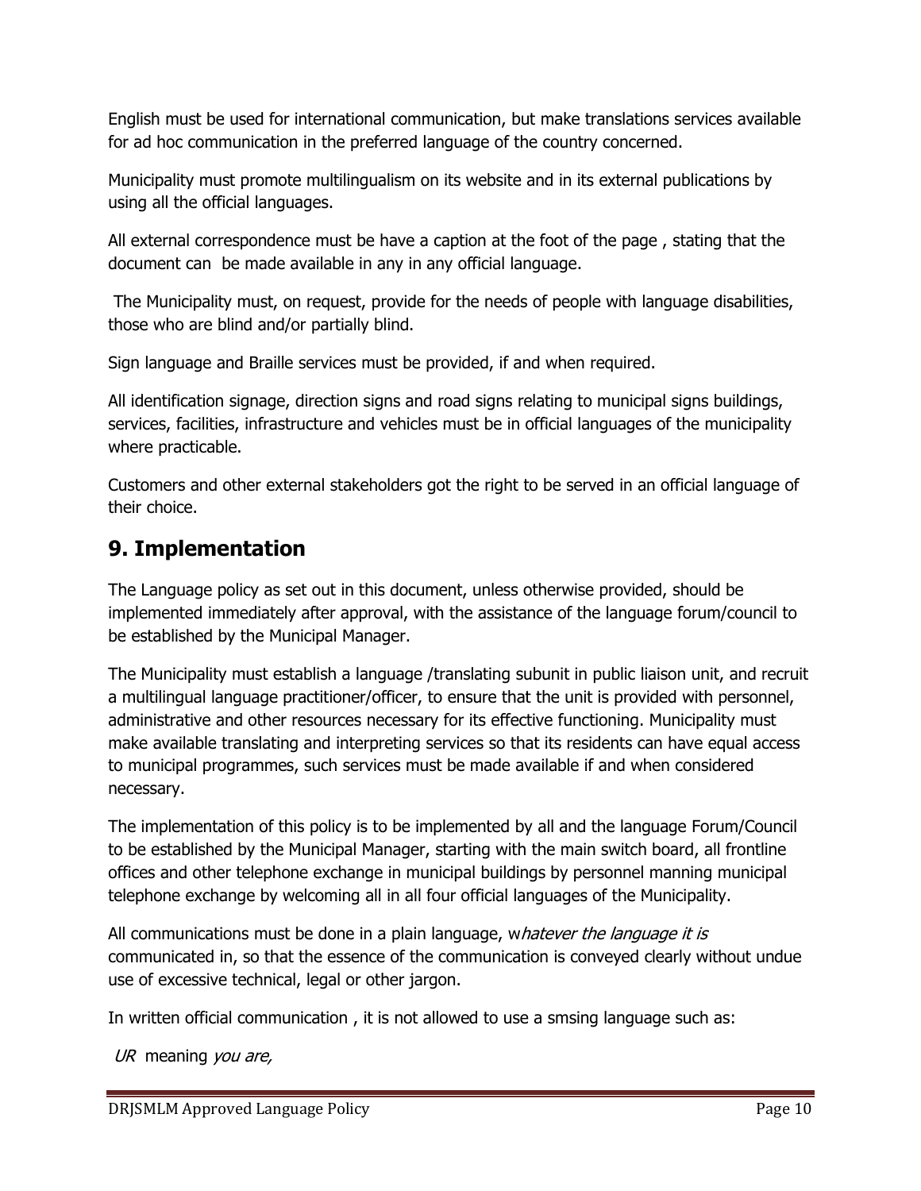English must be used for international communication, but make translations services available for ad hoc communication in the preferred language of the country concerned.

Municipality must promote multilingualism on its website and in its external publications by using all the official languages.

All external correspondence must be have a caption at the foot of the page , stating that the document can be made available in any in any official language.

The Municipality must, on request, provide for the needs of people with language disabilities, those who are blind and/or partially blind.

Sign language and Braille services must be provided, if and when required.

All identification signage, direction signs and road signs relating to municipal signs buildings, services, facilities, infrastructure and vehicles must be in official languages of the municipality where practicable.

Customers and other external stakeholders got the right to be served in an official language of their choice.

## 9. Implementation

The Language policy as set out in this document, unless otherwise provided, should be implemented immediately after approval, with the assistance of the language forum/council to be established by the Municipal Manager.

The Municipality must establish a language /translating subunit in public liaison unit, and recruit a multilingual language practitioner/officer, to ensure that the unit is provided with personnel, administrative and other resources necessary for its effective functioning. Municipality must make available translating and interpreting services so that its residents can have equal access to municipal programmes, such services must be made available if and when considered necessary.

The implementation of this policy is to be implemented by all and the language Forum/Council to be established by the Municipal Manager, starting with the main switch board, all frontline offices and other telephone exchange in municipal buildings by personnel manning municipal telephone exchange by welcoming all in all four official languages of the Municipality.

All communications must be done in a plain language, w*hatever the language it is* communicated in, so that the essence of the communication is conveyed clearly without undue use of excessive technical, legal or other jargon.

In written official communication , it is not allowed to use a smsing language such as:

*UR* meaning *you are,*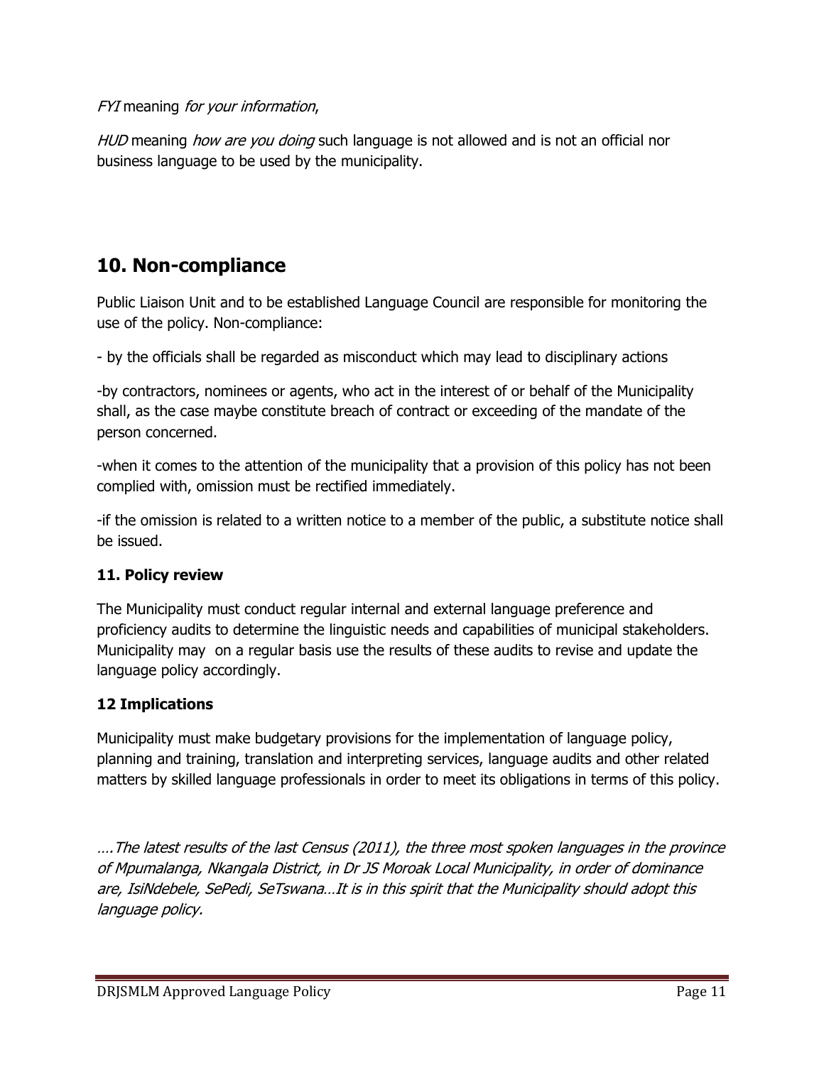*FYI* meaning *for your information*,

*HUD* meaning *how are you doing* such language is not allowed and is not an official nor business language to be used by the municipality.

## 10. Non-compliance

Public Liaison Unit and to be established Language Council are responsible for monitoring the use of the policy. Non-compliance:

- by the officials shall be regarded as misconduct which may lead to disciplinary actions

-by contractors, nominees or agents, who act in the interest of or behalf of the Municipality shall, as the case maybe constitute breach of contract or exceeding of the mandate of the person concerned.

-when it comes to the attention of the municipality that a provision of this policy has not been complied with, omission must be rectified immediately.

-if the omission is related to a written notice to a member of the public, a substitute notice shall be issued.

### 11. Policy review

The Municipality must conduct regular internal and external language preference and proficiency audits to determine the linguistic needs and capabilities of municipal stakeholders. Municipality may on a regular basis use the results of these audits to revise and update the language policy accordingly.

### 12 Implications

Municipality must make budgetary provisions for the implementation of language policy, planning and training, translation and interpreting services, language audits and other related matters by skilled language professionals in order to meet its obligations in terms of this policy.

*….The latest results of the last Census (2011), the three most spoken languages in the province of Mpumalanga, Nkangala District, in Dr JS Moroak Local Municipality, in order of dominance are, IsiNdebele, SePedi, SeTswana…It is in this spirit that the Municipality should adopt this language policy.*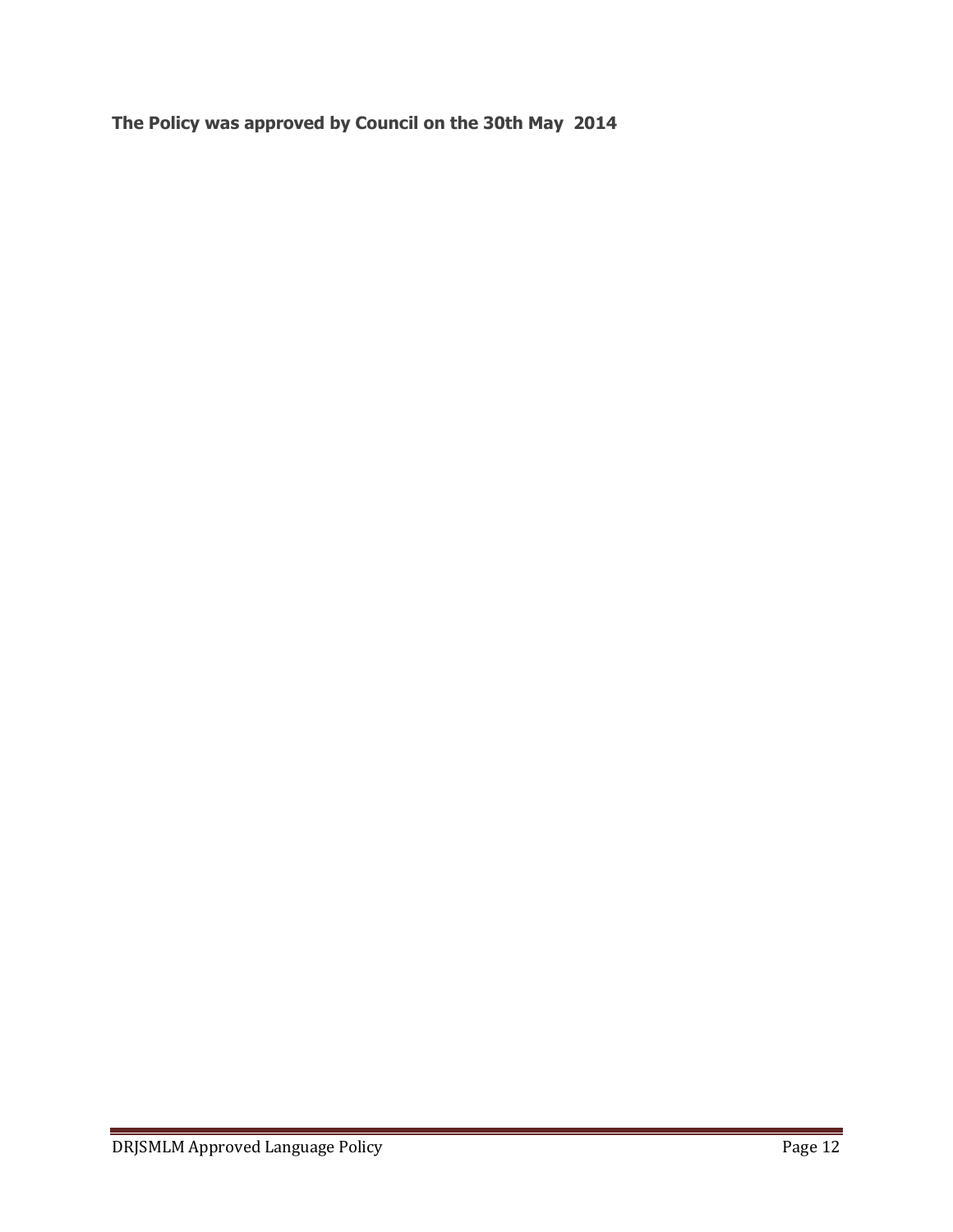**The Policy was approved by Council on the 30th May 2014**